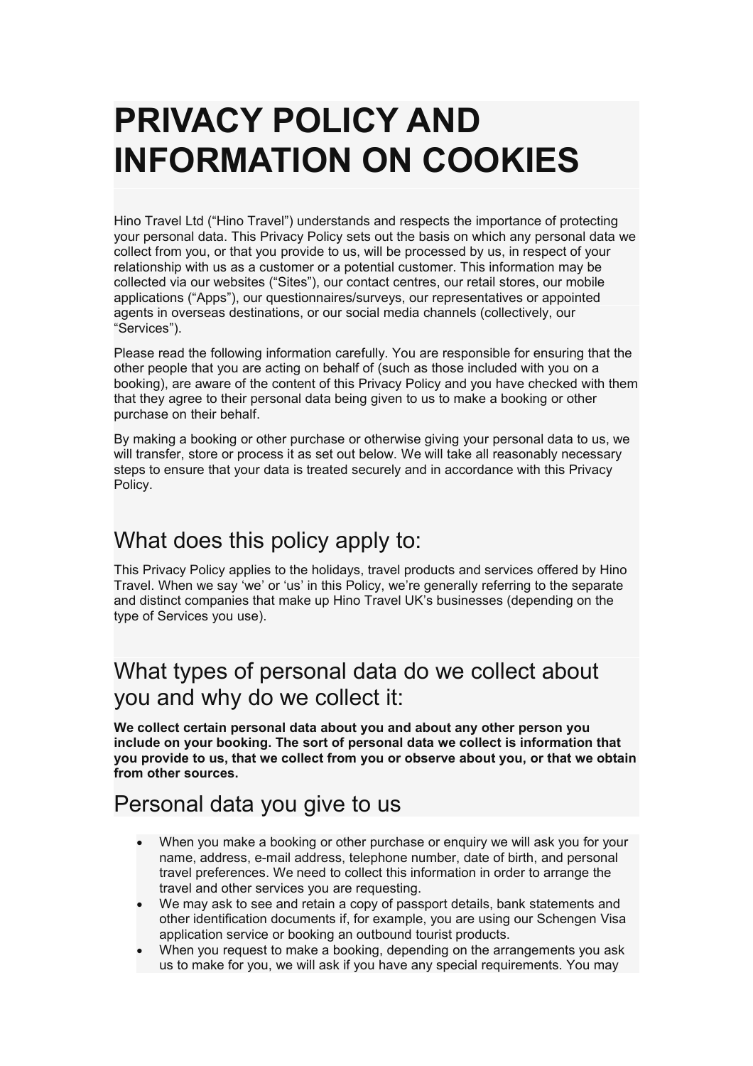# PRIVACY POLICY AND INFORMATION ON COOKIES

Hino Travel Ltd ("Hino Travel") understands and respects the importance of protecting your personal data. This Privacy Policy sets out the basis on which any personal data we collect from you, or that you provide to us, will be processed by us, in respect of your relationship with us as a customer or a potential customer. This information may be collected via our websites ("Sites"), our contact centres, our retail stores, our mobile applications ("Apps"), our questionnaires/surveys, our representatives or appointed agents in overseas destinations, or our social media channels (collectively, our "Services").

Please read the following information carefully. You are responsible for ensuring that the other people that you are acting on behalf of (such as those included with you on a booking), are aware of the content of this Privacy Policy and you have checked with them that they agree to their personal data being given to us to make a booking or other purchase on their behalf.

By making a booking or other purchase or otherwise giving your personal data to us, we will transfer, store or process it as set out below. We will take all reasonably necessary steps to ensure that your data is treated securely and in accordance with this Privacy Policy.

## What does this policy apply to:

This Privacy Policy applies to the holidays, travel products and services offered by Hino Travel. When we say 'we' or 'us' in this Policy, we're generally referring to the separate and distinct companies that make up Hino Travel UK's businesses (depending on the type of Services you use).

## What types of personal data do we collect about you and why do we collect it:

**We collect certain personal data about you and about any other person you include on your booking. The sort of personal data we collect is information that you provide to us, that we collect from you or observe about you, or that we obtain from other sources.**

## Personal data you give to us

- When you make a booking or other purchase or enquiry we will ask you for your name, address, e-mail address, telephone number, date of birth, and personal travel preferences. We need to collect this information in order to arrange the travel and other services you are requesting.
- We may ask to see and retain a copy of passport details, bank statements and other identification documents if, for example, you are using our Schengen Visa application service or booking an outbound tourist products.
- When you request to make a booking, depending on the arrangements you ask us to make for you, we will ask if you have any special requirements. You may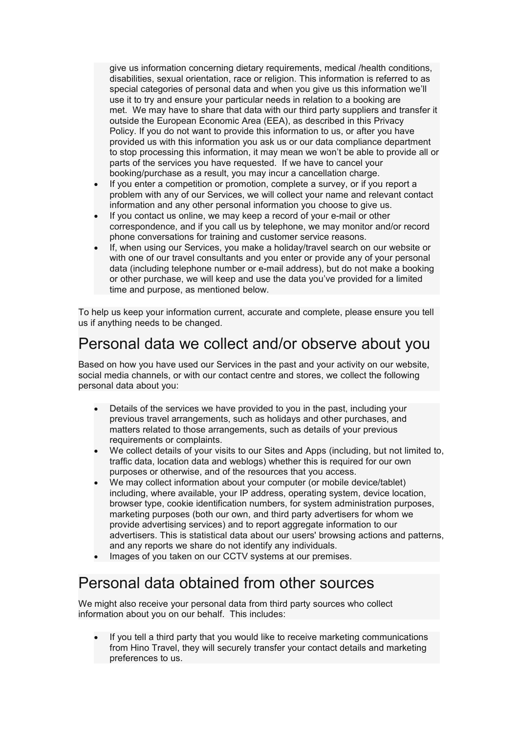give us information concerning dietary requirements, medical /health conditions, disabilities, sexual orientation, race or religion. This information is referred to as special categories of personal data and when you give us this information we'll use it to try and ensure your particular needs in relation to a booking are met. We may have to share that data with our third party suppliers and transfer it outside the European Economic Area (EEA), as described in this Privacy Policy. If you do not want to provide this information to us, or after you have provided us with this information you ask us or our data compliance department to stop processing this information, it may mean we won't be able to provide all or parts of the services you have requested. If we have to cancel your booking/purchase as a result, you may incur a cancellation charge.

- If you enter a competition or promotion, complete a survey, or if you report a problem with any of our Services, we will collect your name and relevant contact information and any other personal information you choose to give us.
- If you contact us online, we may keep a record of your e-mail or other correspondence, and if you call us by telephone, we may monitor and/or record phone conversations for training and customer service reasons.
- If, when using our Services, you make a holiday/travel search on our website or with one of our travel consultants and you enter or provide any of your personal data (including telephone number or e-mail address), but do not make a booking or other purchase, we will keep and use the data you've provided for a limited time and purpose, as mentioned below.

To help us keep your information current, accurate and complete, please ensure you tell us if anything needs to be changed.

# Personal data we collect and/or observe about you

Based on how you have used our Services in the past and your activity on our website, social media channels, or with our contact centre and stores, we collect the following personal data about you:

- Details of the services we have provided to you in the past, including your previous travel arrangements, such as holidays and other purchases, and matters related to those arrangements, such as details of your previous requirements or complaints.
- We collect details of your visits to our Sites and Apps (including, but not limited to, traffic data, location data and weblogs) whether this is required for our own purposes or otherwise, and of the resources that you access.
- We may collect information about your computer (or mobile device/tablet) including, where available, your IP address, operating system, device location, browser type, cookie identification numbers, for system administration purposes, marketing purposes (both our own, and third party advertisers for whom we provide advertising services) and to report aggregate information to our advertisers. This is statistical data about our users' browsing actions and patterns, and any reports we share do not identify any individuals.
- Images of you taken on our CCTV systems at our premises.

# Personal data obtained from other sources

We might also receive your personal data from third party sources who collect information about you on our behalf. This includes:

- If you tell a third party that you would like to receive marketing communications from Hino Travel, they will securely transfer your contact details and marketing preferences to us.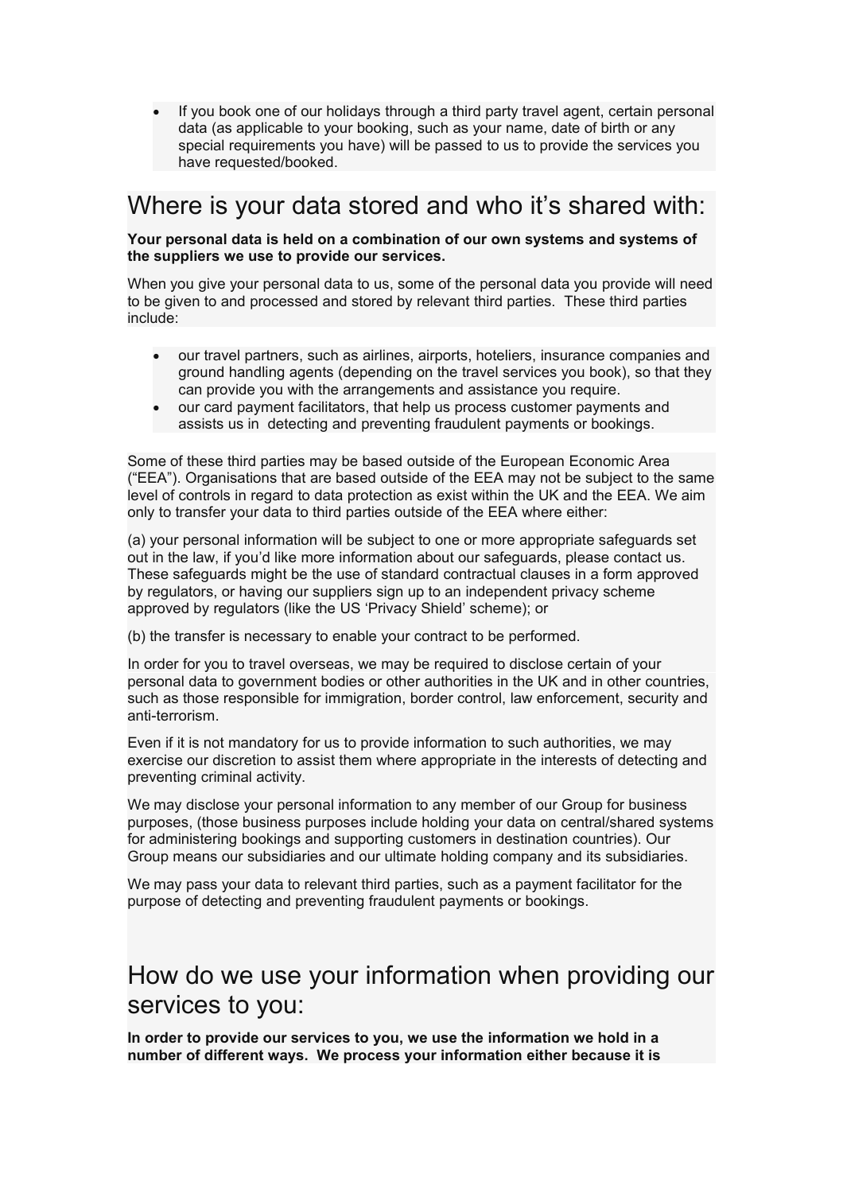- If you book one of our holidays through a third party travel agent, certain personal data (as applicable to your booking, such as your name, date of birth or any special requirements you have) will be passed to us to provide the services you have requested/booked.

## Where is your data stored and who it's shared with:

**Your personal data is held on a combination of our own systems and systems of the suppliers we use to provide our services.**

When you give your personal data to us, some of the personal data you provide will need to be given to and processed and stored by relevant third parties. These third parties include:

- our travel partners, such as airlines, airports, hoteliers, insurance companies and ground handling agents (depending on the travel services you book), so that they can provide you with the arrangements and assistance you require.
- our card payment facilitators, that help us process customer payments and assists us in detecting and preventing fraudulent payments or bookings.

Some of these third parties may be based outside of the European Economic Area ("EEA"). Organisations that are based outside of the EEA may not be subject to the same level of controls in regard to data protection as exist within the UK and the EEA. We aim only to transfer your data to third parties outside of the EEA where either:

(a) your personal information will be subject to one or more appropriate safeguards set out in the law, if you'd like more information about our safeguards, please contact us. These safeguards might be the use of standard contractual clauses in a form approved by regulators, or having our suppliers sign up to an independent privacy scheme approved by regulators (like the US 'Privacy Shield' scheme); or

(b) the transfer is necessary to enable your contract to be performed.

In order for you to travel overseas, we may be required to disclose certain of your personal data to government bodies or other authorities in the UK and in other countries, such as those responsible for immigration, border control, law enforcement, security and anti-terrorism.

Even if it is not mandatory for us to provide information to such authorities, we may exercise our discretion to assist them where appropriate in the interests of detecting and preventing criminal activity.

We may disclose your personal information to any member of our Group for business purposes, (those business purposes include holding your data on central/shared systems for administering bookings and supporting customers in destination countries). Our Group means our subsidiaries and our ultimate holding company and its subsidiaries.

We may pass your data to relevant third parties, such as a payment facilitator for the purpose of detecting and preventing fraudulent payments or bookings.

## How do we use your information when providing our services to you:

**In order to provide our services to you, we use the information we hold in a number of different ways. We process your information either because it is**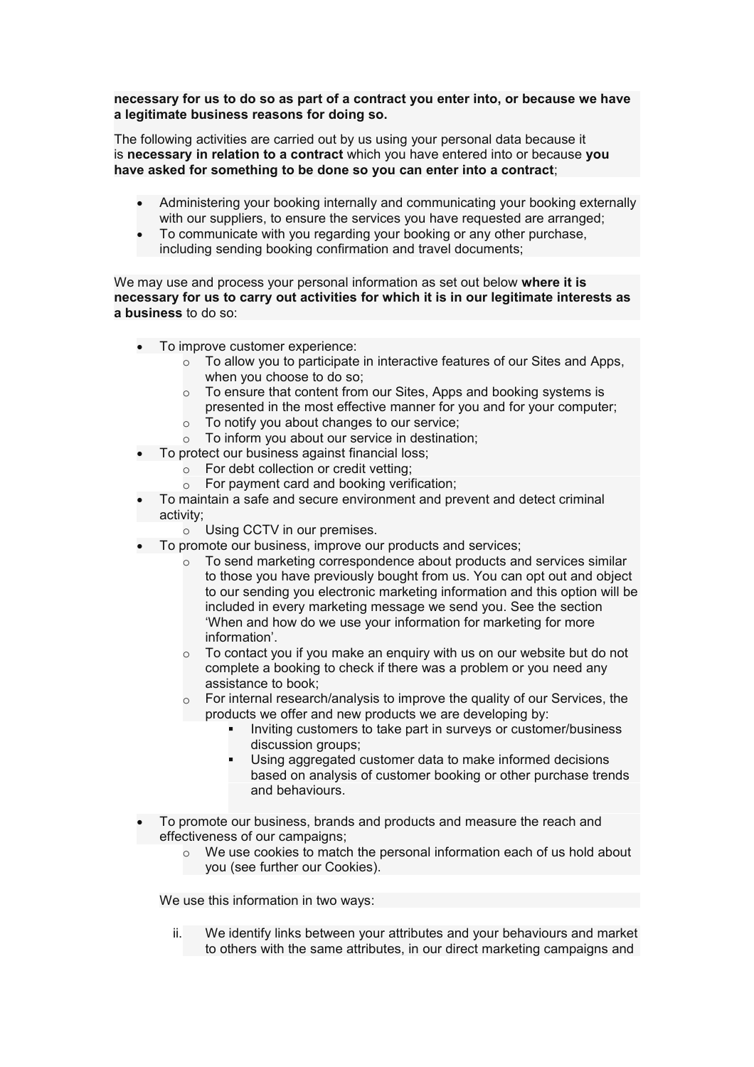**necessary for us to do so as part of a contract you enter into, or because we have a legitimate business reasons for doing so.**

The following activities are carried out by us using your personal data because it is **necessary in relation to a contract** which you have entered into or because **you have asked for something to be done so you can enter into a contract**;

- Administering your booking internally and communicating your booking externally with our suppliers, to ensure the services you have requested are arranged;
- To communicate with you regarding your booking or any other purchase, including sending booking confirmation and travel documents;

We may use and process your personal information as set out below **where it is necessary for us to carry out activities for which it is in our legitimate interests as a business** to do so:

- To improve customer experience:
  - To allow you to participate in interactive features of our Sites and Apps, when you choose to do so;
  - To ensure that content from our Sites, Apps and booking systems is presented in the most effective manner for you and for your computer;
  - To notify you about changes to our service;
  - To inform you about our service in destination;
- To protect our business against financial loss;
  - For debt collection or credit vetting;
  - For payment card and booking verification;
- To maintain a safe and secure environment and prevent and detect criminal activity;
  - Using CCTV in our premises.
- To promote our business, improve our products and services;
  - To send marketing correspondence about products and services similar to those you have previously bought from us. You can opt out and object to our sending you electronic marketing information and this option will be included in every marketing message we send you. See the section 'When and how do we use your information for marketing for more information'.
  - To contact you if you make an enquiry with us on our website but do not complete a booking to check if there was a problem or you need any assistance to book;
  - For internal research/analysis to improve the quality of our Services, the products we offer and new products we are developing by:
    - Inviting customers to take part in surveys or customer/business discussion groups;
    - Using aggregated customer data to make informed decisions based on analysis of customer booking or other purchase trends and behaviours.
- To promote our business, brands and products and measure the reach and effectiveness of our campaigns;
  - We use cookies to match the personal information each of us hold about you (see further our Cookies).

  We use this information in two ways:

  ii. We identify links between your attributes and your behaviours and market to others with the same attributes, in our direct marketing campaigns and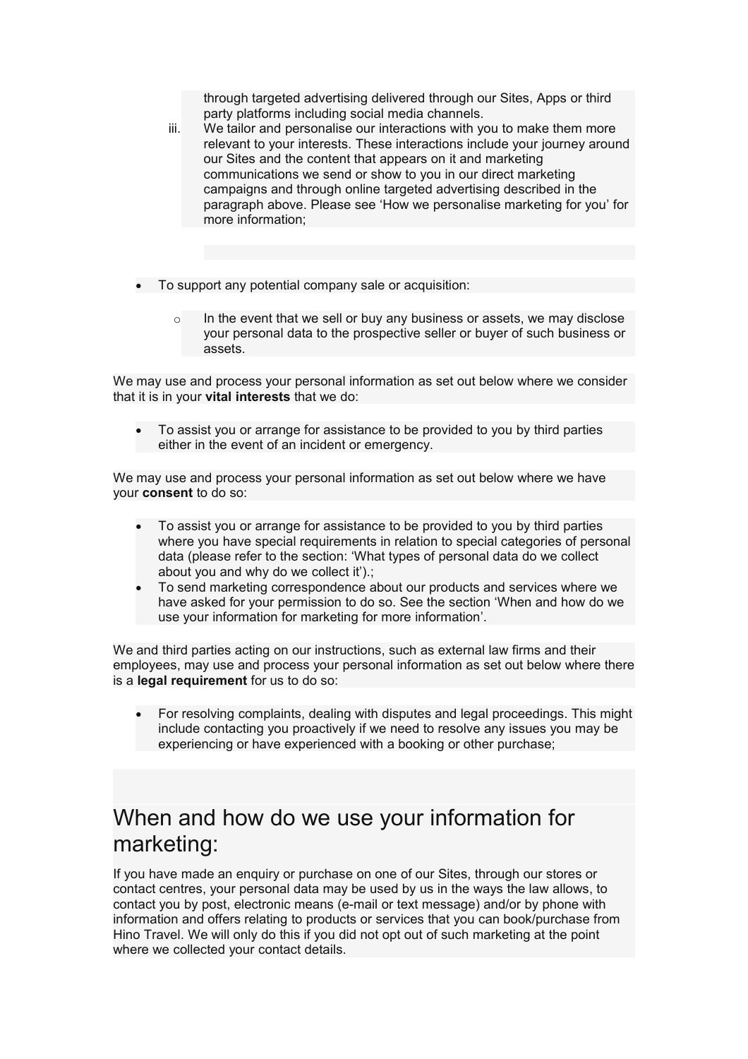through targeted advertising delivered through our Sites, Apps or third party platforms including social media channels.

iii. We tailor and personalise our interactions with you to make them more relevant to your interests. These interactions include your journey around our Sites and the content that appears on it and marketing communications we send or show to you in our direct marketing campaigns and through online targeted advertising described in the paragraph above. Please see 'How we personalise marketing for you' for more information;

- To support any potential company sale or acquisition:
  - In the event that we sell or buy any business or assets, we may disclose your personal data to the prospective seller or buyer of such business or assets.

We may use and process your personal information as set out below where we consider that it is in your **vital interests** that we do:

- To assist you or arrange for assistance to be provided to you by third parties either in the event of an incident or emergency.

We may use and process your personal information as set out below where we have your **consent** to do so:

- To assist you or arrange for assistance to be provided to you by third parties where you have special requirements in relation to special categories of personal data (please refer to the section: 'What types of personal data do we collect about you and why do we collect it').;
- To send marketing correspondence about our products and services where we have asked for your permission to do so. See the section 'When and how do we use your information for marketing for more information'.

We and third parties acting on our instructions, such as external law firms and their employees, may use and process your personal information as set out below where there is a **legal requirement** for us to do so:

- For resolving complaints, dealing with disputes and legal proceedings. This might include contacting you proactively if we need to resolve any issues you may be experiencing or have experienced with a booking or other purchase;

# When and how do we use your information for marketing:

If you have made an enquiry or purchase on one of our Sites, through our stores or contact centres, your personal data may be used by us in the ways the law allows, to contact you by post, electronic means (e-mail or text message) and/or by phone with information and offers relating to products or services that you can book/purchase from Hino Travel. We will only do this if you did not opt out of such marketing at the point where we collected your contact details.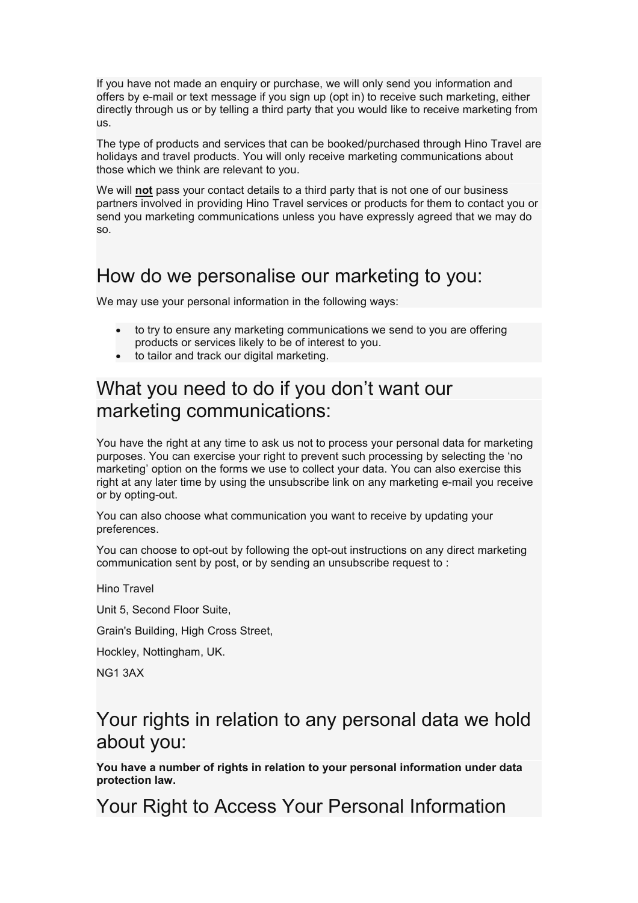If you have not made an enquiry or purchase, we will only send you information and offers by e-mail or text message if you sign up (opt in) to receive such marketing, either directly through us or by telling a third party that you would like to receive marketing from us.

The type of products and services that can be booked/purchased through Hino Travel are holidays and travel products. You will only receive marketing communications about those which we think are relevant to you.

We will **not** pass your contact details to a third party that is not one of our business partners involved in providing Hino Travel services or products for them to contact you or send you marketing communications unless you have expressly agreed that we may do so.

## How do we personalise our marketing to you:

We may use your personal information in the following ways:

- to try to ensure any marketing communications we send to you are offering products or services likely to be of interest to you.
- to tailor and track our digital marketing.

## What you need to do if you don't want our marketing communications:

You have the right at any time to ask us not to process your personal data for marketing purposes. You can exercise your right to prevent such processing by selecting the 'no marketing' option on the forms we use to collect your data. You can also exercise this right at any later time by using the unsubscribe link on any marketing e-mail you receive or by opting-out.

You can also choose what communication you want to receive by updating your preferences.

You can choose to opt-out by following the opt-out instructions on any direct marketing communication sent by post, or by sending an unsubscribe request to :

Hino Travel

Unit 5, Second Floor Suite,

Grain's Building, High Cross Street,

Hockley, Nottingham, UK.

NG1 3AX

## Your rights in relation to any personal data we hold about you:

**You have a number of rights in relation to your personal information under data protection law.**

## Your Right to Access Your Personal Information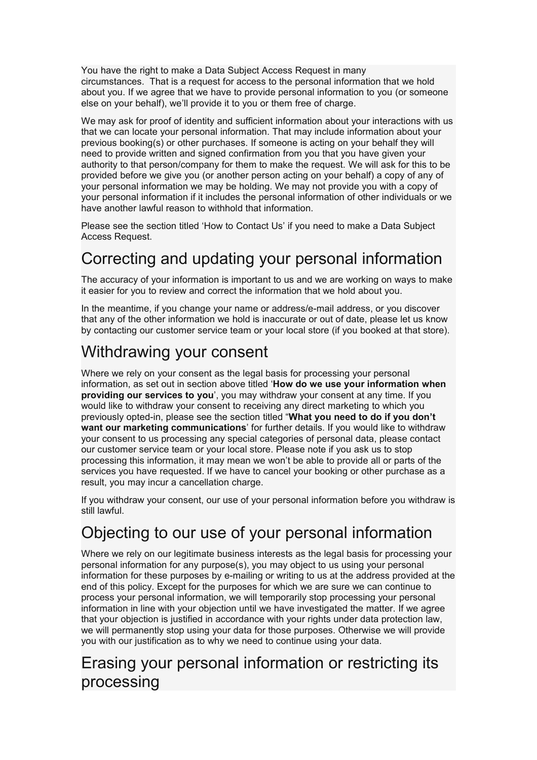You have the right to make a Data Subject Access Request in many circumstances.  That is a request for access to the personal information that we hold about you. If we agree that we have to provide personal information to you (or someone else on your behalf), we'll provide it to you or them free of charge.

We may ask for proof of identity and sufficient information about your interactions with us that we can locate your personal information. That may include information about your previous booking(s) or other purchases. If someone is acting on your behalf they will need to provide written and signed confirmation from you that you have given your authority to that person/company for them to make the request. We will ask for this to be provided before we give you (or another person acting on your behalf) a copy of any of your personal information we may be holding. We may not provide you with a copy of your personal information if it includes the personal information of other individuals or we have another lawful reason to withhold that information.

Please see the section titled 'How to Contact Us' if you need to make a Data Subject Access Request.

# Correcting and updating your personal information

The accuracy of your information is important to us and we are working on ways to make it easier for you to review and correct the information that we hold about you.

In the meantime, if you change your name or address/e-mail address, or you discover that any of the other information we hold is inaccurate or out of date, please let us know by contacting our customer service team or your local store (if you booked at that store).

# Withdrawing your consent

Where we rely on your consent as the legal basis for processing your personal information, as set out in section above titled '**How do we use your information when providing our services to you**', you may withdraw your consent at any time. If you would like to withdraw your consent to receiving any direct marketing to which you previously opted-in, please see the section titled "**What you need to do if you don't want our marketing communications**' for further details. If you would like to withdraw your consent to us processing any special categories of personal data, please contact our customer service team or your local store. Please note if you ask us to stop processing this information, it may mean we won't be able to provide all or parts of the services you have requested. If we have to cancel your booking or other purchase as a result, you may incur a cancellation charge.

If you withdraw your consent, our use of your personal information before you withdraw is still lawful.

# Objecting to our use of your personal information

Where we rely on our legitimate business interests as the legal basis for processing your personal information for any purpose(s), you may object to us using your personal information for these purposes by e-mailing or writing to us at the address provided at the end of this policy. Except for the purposes for which we are sure we can continue to process your personal information, we will temporarily stop processing your personal information in line with your objection until we have investigated the matter. If we agree that your objection is justified in accordance with your rights under data protection law, we will permanently stop using your data for those purposes. Otherwise we will provide you with our justification as to why we need to continue using your data.

# Erasing your personal information or restricting its processing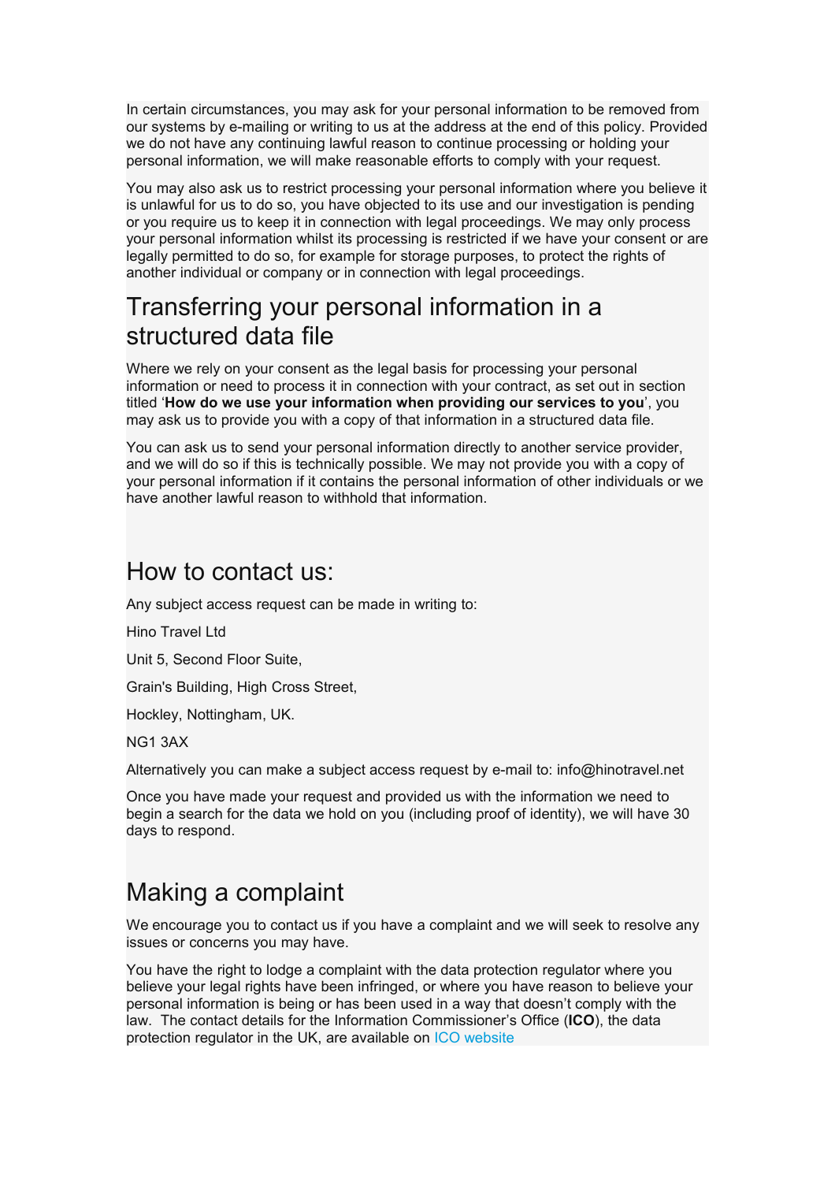In certain circumstances, you may ask for your personal information to be removed from our systems by e-mailing or writing to us at the address at the end of this policy. Provided we do not have any continuing lawful reason to continue processing or holding your personal information, we will make reasonable efforts to comply with your request.

You may also ask us to restrict processing your personal information where you believe it is unlawful for us to do so, you have objected to its use and our investigation is pending or you require us to keep it in connection with legal proceedings. We may only process your personal information whilst its processing is restricted if we have your consent or are legally permitted to do so, for example for storage purposes, to protect the rights of another individual or company or in connection with legal proceedings.

## Transferring your personal information in a structured data file

Where we rely on your consent as the legal basis for processing your personal information or need to process it in connection with your contract, as set out in section titled '**How do we use your information when providing our services to you**', you may ask us to provide you with a copy of that information in a structured data file.

You can ask us to send your personal information directly to another service provider, and we will do so if this is technically possible. We may not provide you with a copy of your personal information if it contains the personal information of other individuals or we have another lawful reason to withhold that information.

## How to contact us:

Any subject access request can be made in writing to:

Hino Travel Ltd

Unit 5, Second Floor Suite,

Grain's Building, High Cross Street,

Hockley, Nottingham, UK.

NG1 3AX

Alternatively you can make a subject access request by e-mail to: info@hinotravel.net

Once you have made your request and provided us with the information we need to begin a search for the data we hold on you (including proof of identity), we will have 30 days to respond.

## Making a complaint

We encourage you to contact us if you have a complaint and we will seek to resolve any issues or concerns you may have.

You have the right to lodge a complaint with the data protection regulator where you believe your legal rights have been infringed, or where you have reason to believe your personal information is being or has been used in a way that doesn't comply with the law. The contact details for the Information Commissioner's Office (**ICO**), the data protection regulator in the UK, are available on ICO website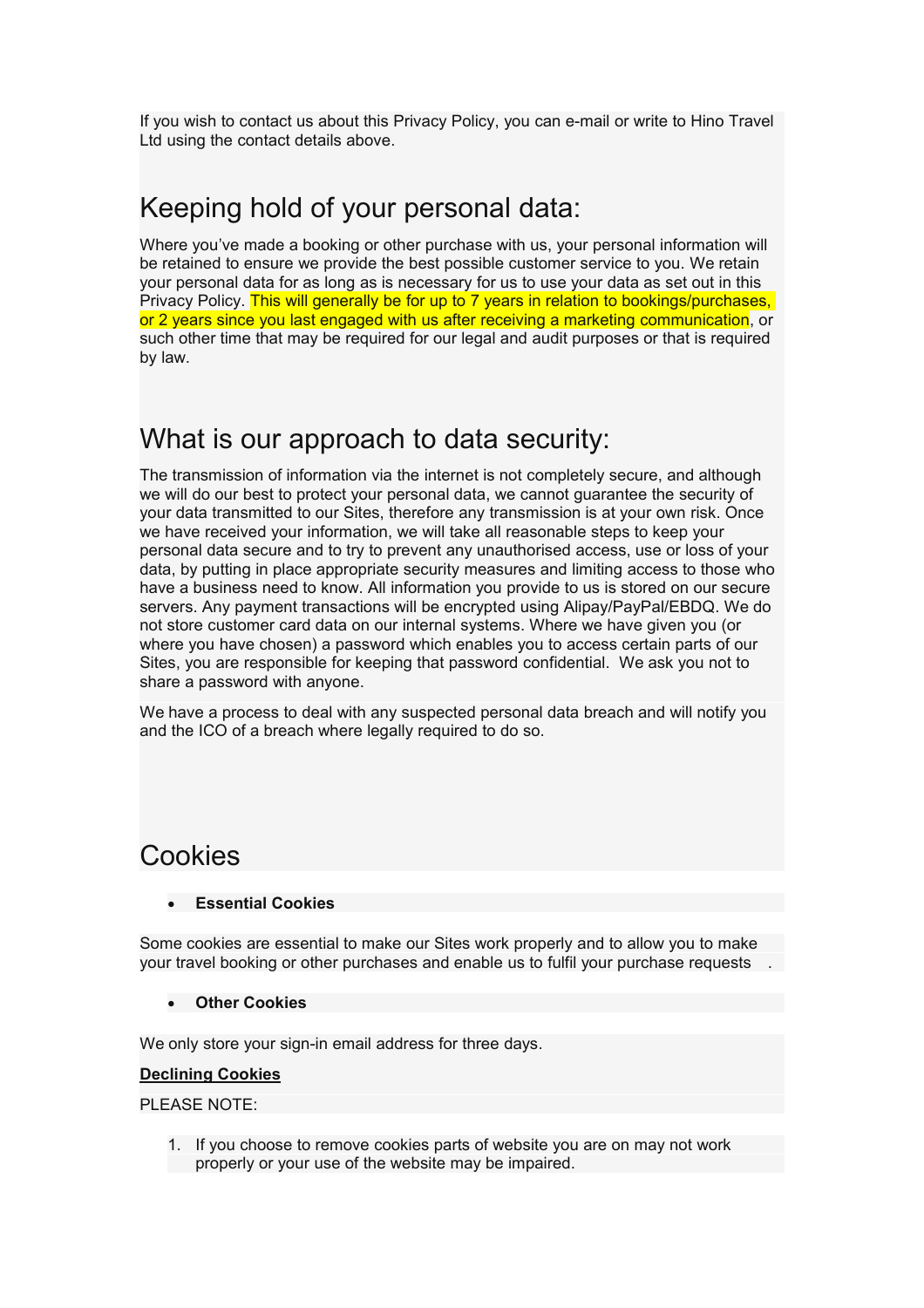If you wish to contact us about this Privacy Policy, you can e-mail or write to Hino Travel Ltd using the contact details above.

## Keeping hold of your personal data:

Where you've made a booking or other purchase with us, your personal information will be retained to ensure we provide the best possible customer service to you. We retain your personal data for as long as is necessary for us to use your data as set out in this Privacy Policy. This will generally be for up to 7 years in relation to bookings/purchases, or 2 years since you last engaged with us after receiving a marketing communication, or such other time that may be required for our legal and audit purposes or that is required by law.

## What is our approach to data security:

The transmission of information via the internet is not completely secure, and although we will do our best to protect your personal data, we cannot guarantee the security of your data transmitted to our Sites, therefore any transmission is at your own risk. Once we have received your information, we will take all reasonable steps to keep your personal data secure and to try to prevent any unauthorised access, use or loss of your data, by putting in place appropriate security measures and limiting access to those who have a business need to know. All information you provide to us is stored on our secure servers. Any payment transactions will be encrypted using Alipay/PayPal/EBDQ. We do not store customer card data on our internal systems. Where we have given you (or where you have chosen) a password which enables you to access certain parts of our Sites, you are responsible for keeping that password confidential. We ask you not to share a password with anyone.

We have a process to deal with any suspected personal data breach and will notify you and the ICO of a breach where legally required to do so.

## Cookies

- **Essential Cookies**

Some cookies are essential to make our Sites work properly and to allow you to make your travel booking or other purchases and enable us to fulfil your purchase requests .

- **Other Cookies**

We only store your sign-in email address for three days.

**Declining Cookies**

PLEASE NOTE:

1. If you choose to remove cookies parts of website you are on may not work properly or your use of the website may be impaired.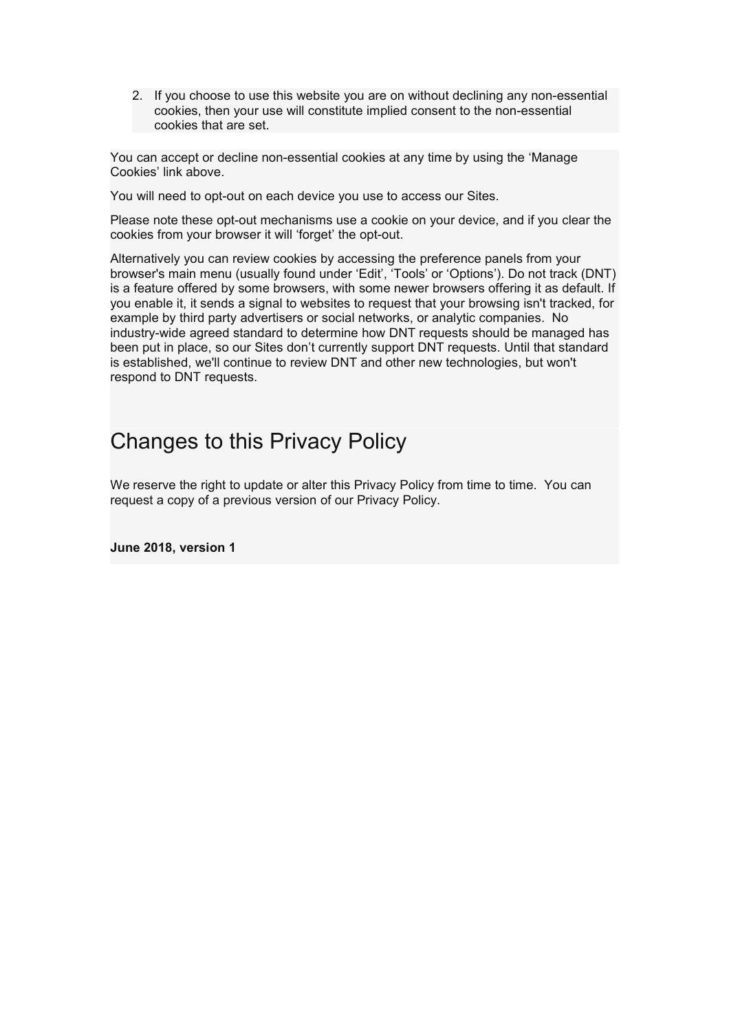2. If you choose to use this website you are on without declining any non-essential cookies, then your use will constitute implied consent to the non-essential cookies that are set.

You can accept or decline non-essential cookies at any time by using the 'Manage Cookies' link above.

You will need to opt-out on each device you use to access our Sites.

Please note these opt-out mechanisms use a cookie on your device, and if you clear the cookies from your browser it will 'forget' the opt-out.

Alternatively you can review cookies by accessing the preference panels from your browser's main menu (usually found under 'Edit', 'Tools' or 'Options'). Do not track (DNT) is a feature offered by some browsers, with some newer browsers offering it as default. If you enable it, it sends a signal to websites to request that your browsing isn't tracked, for example by third party advertisers or social networks, or analytic companies. No industry-wide agreed standard to determine how DNT requests should be managed has been put in place, so our Sites don't currently support DNT requests. Until that standard is established, we'll continue to review DNT and other new technologies, but won't respond to DNT requests.

# Changes to this Privacy Policy

We reserve the right to update or alter this Privacy Policy from time to time. You can request a copy of a previous version of our Privacy Policy.

**June 2018, version 1**